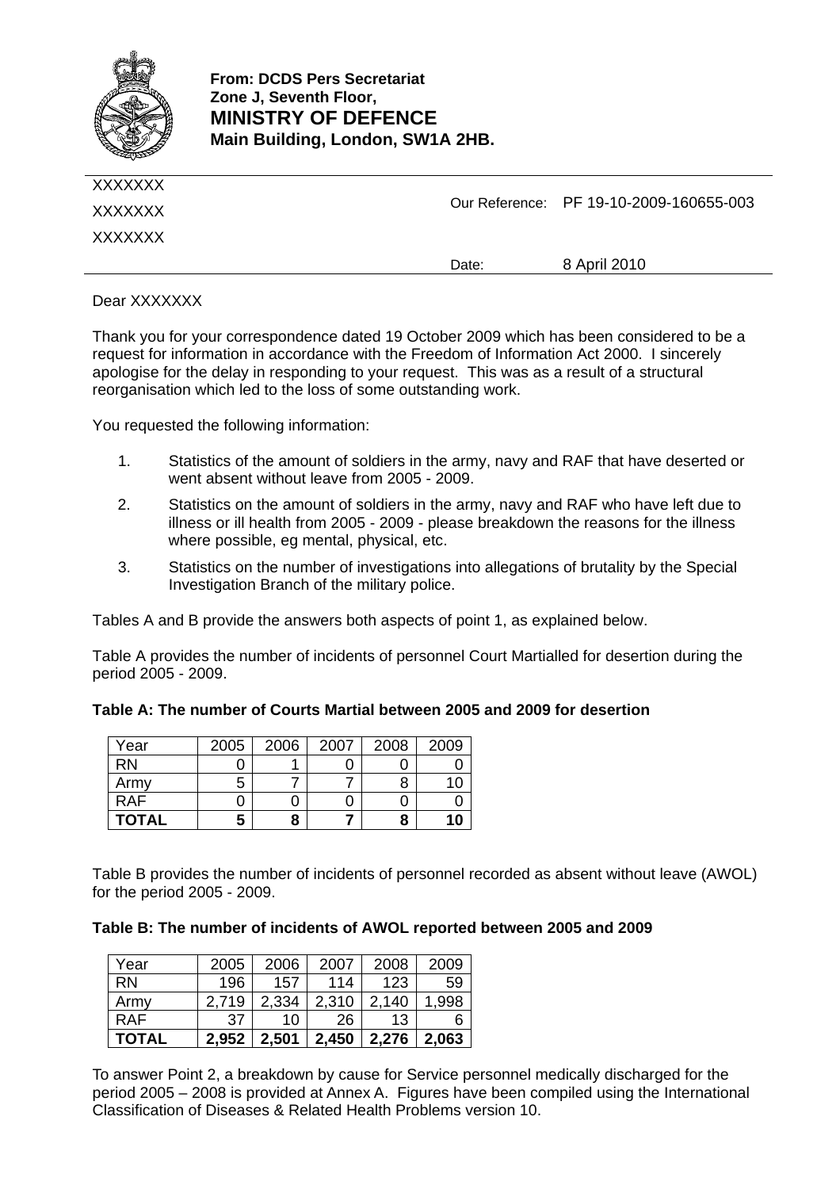**From: DCDS Pers Secretariat**
**Zone J, Seventh Floor,**
**MINISTRY OF DEFENCE**
**Main Building, London, SW1A 2HB.**

XXXXXXX
XXXXXXX
XXXXXXX

Our Reference: PF 19-10-2009-160655-003

Date: 8 April 2010

Dear XXXXXXX

Thank you for your correspondence dated 19 October 2009 which has been considered to be a request for information in accordance with the Freedom of Information Act 2000. I sincerely apologise for the delay in responding to your request. This was as a result of a structural reorganisation which led to the loss of some outstanding work.

You requested the following information:

1. Statistics of the amount of soldiers in the army, navy and RAF that have deserted or went absent without leave from 2005 - 2009.
2. Statistics on the amount of soldiers in the army, navy and RAF who have left due to illness or ill health from 2005 - 2009 - please breakdown the reasons for the illness where possible, eg mental, physical, etc.
3. Statistics on the number of investigations into allegations of brutality by the Special Investigation Branch of the military police.

Tables A and B provide the answers both aspects of point 1, as explained below.

Table A provides the number of incidents of personnel Court Martialled for desertion during the period 2005 - 2009.

**Table A: The number of Courts Martial between 2005 and 2009 for desertion**

| Year | 2005 | 2006 | 2007 | 2008 | 2009 |
|---|---|---|---|---|---|
| RN | 0 | 1 | 0 | 0 | 0 |
| Army | 5 | 7 | 7 | 8 | 10 |
| RAF | 0 | 0 | 0 | 0 | 0 |
| **TOTAL** | **5** | **8** | **7** | **8** | **10** |

Table B provides the number of incidents of personnel recorded as absent without leave (AWOL) for the period 2005 - 2009.

**Table B: The number of incidents of AWOL reported between 2005 and 2009**

| Year | 2005 | 2006 | 2007 | 2008 | 2009 |
|---|---|---|---|---|---|
| RN | 196 | 157 | 114 | 123 | 59 |
| Army | 2,719 | 2,334 | 2,310 | 2,140 | 1,998 |
| RAF | 37 | 10 | 26 | 13 | 6 |
| **TOTAL** | **2,952** | **2,501** | **2,450** | **2,276** | **2,063** |

To answer Point 2, a breakdown by cause for Service personnel medically discharged for the period 2005 – 2008 is provided at Annex A. Figures have been compiled using the International Classification of Diseases & Related Health Problems version 10.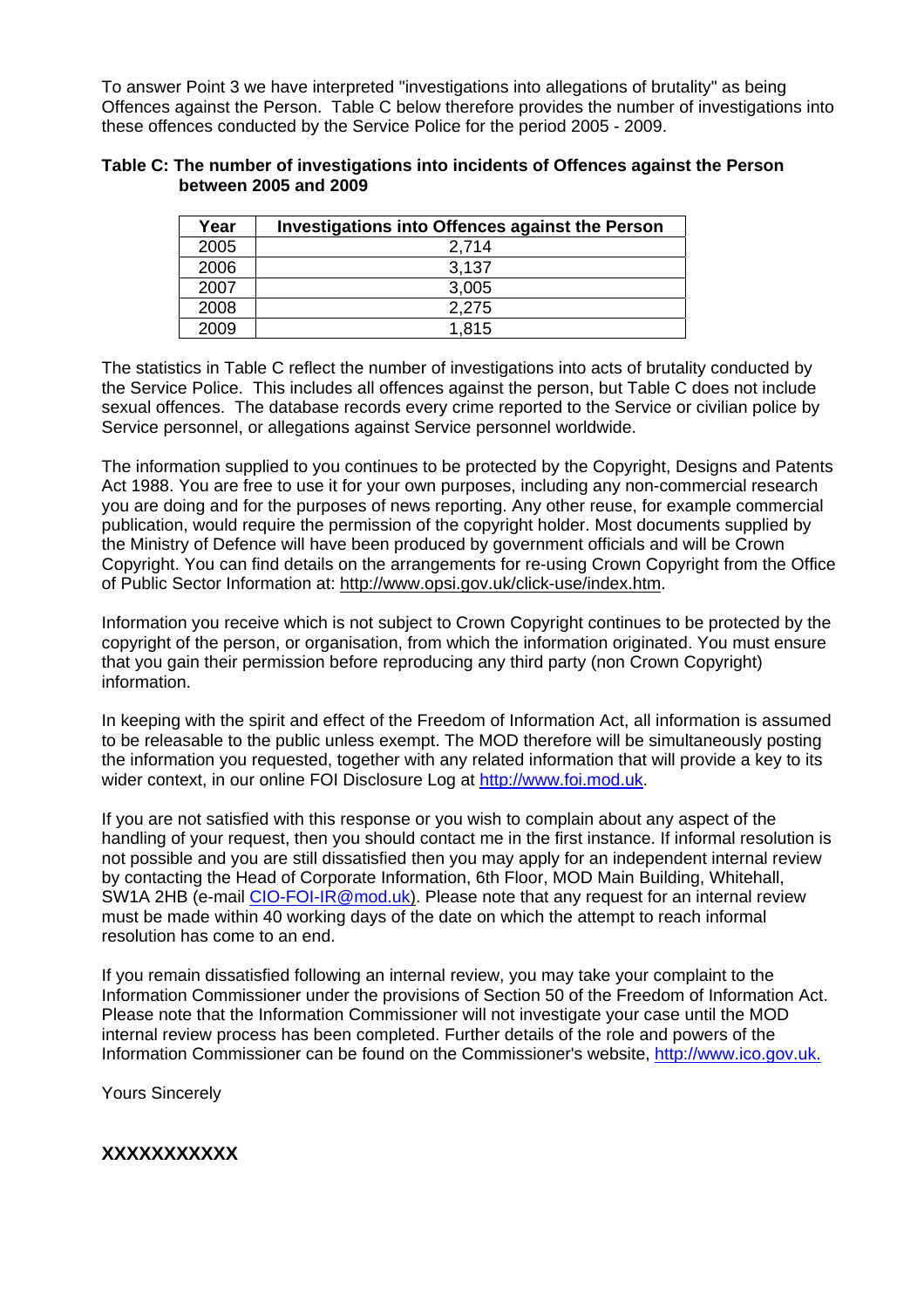To answer Point 3 we have interpreted "investigations into allegations of brutality" as being Offences against the Person. Table C below therefore provides the number of investigations into these offences conducted by the Service Police for the period 2005 - 2009.

**Table C: The number of investigations into incidents of Offences against the Person between 2005 and 2009**

| Year | Investigations into Offences against the Person |
|---|---|
| 2005 | 2,714 |
| 2006 | 3,137 |
| 2007 | 3,005 |
| 2008 | 2,275 |
| 2009 | 1,815 |

The statistics in Table C reflect the number of investigations into acts of brutality conducted by the Service Police. This includes all offences against the person, but Table C does not include sexual offences. The database records every crime reported to the Service or civilian police by Service personnel, or allegations against Service personnel worldwide.

The information supplied to you continues to be protected by the Copyright, Designs and Patents Act 1988. You are free to use it for your own purposes, including any non-commercial research you are doing and for the purposes of news reporting. Any other reuse, for example commercial publication, would require the permission of the copyright holder. Most documents supplied by the Ministry of Defence will have been produced by government officials and will be Crown Copyright. You can find details on the arrangements for re-using Crown Copyright from the Office of Public Sector Information at: http://www.opsi.gov.uk/click-use/index.htm.

Information you receive which is not subject to Crown Copyright continues to be protected by the copyright of the person, or organisation, from which the information originated. You must ensure that you gain their permission before reproducing any third party (non Crown Copyright) information.

In keeping with the spirit and effect of the Freedom of Information Act, all information is assumed to be releasable to the public unless exempt. The MOD therefore will be simultaneously posting the information you requested, together with any related information that will provide a key to its wider context, in our online FOI Disclosure Log at http://www.foi.mod.uk.

If you are not satisfied with this response or you wish to complain about any aspect of the handling of your request, then you should contact me in the first instance. If informal resolution is not possible and you are still dissatisfied then you may apply for an independent internal review by contacting the Head of Corporate Information, 6th Floor, MOD Main Building, Whitehall, SW1A 2HB (e-mail CIO-FOI-IR@mod.uk). Please note that any request for an internal review must be made within 40 working days of the date on which the attempt to reach informal resolution has come to an end.

If you remain dissatisfied following an internal review, you may take your complaint to the Information Commissioner under the provisions of Section 50 of the Freedom of Information Act. Please note that the Information Commissioner will not investigate your case until the MOD internal review process has been completed. Further details of the role and powers of the Information Commissioner can be found on the Commissioner's website, http://www.ico.gov.uk.

Yours Sincerely

**XXXXXXXXXXX**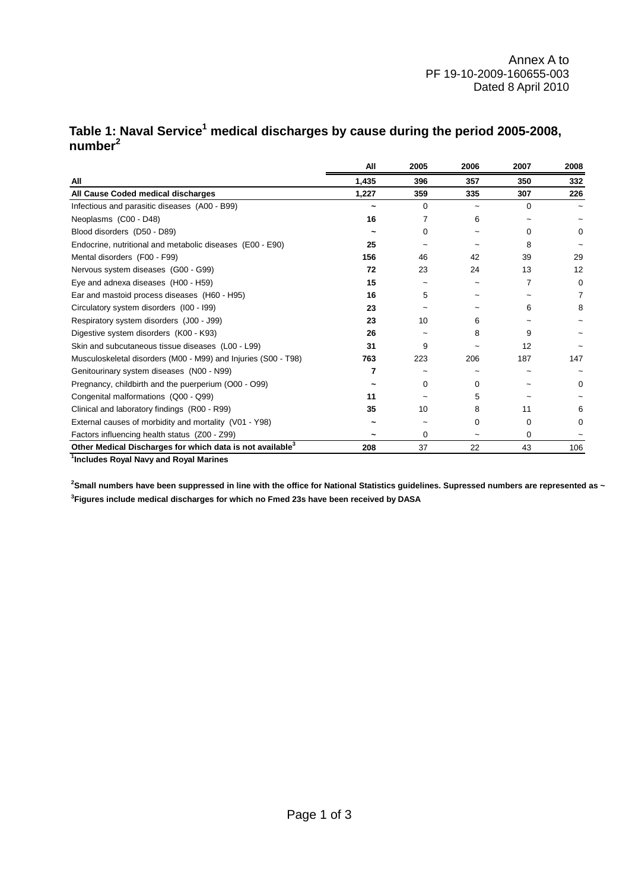Annex A to
PF 19-10-2009-160655-003
Dated 8 April 2010

## Table 1: Naval Service[1] medical discharges by cause during the period 2005-2008, number[2]

| | All | 2005 | 2006 | 2007 | 2008 |
|---|---|---|---|---|---|
| **All** | **1,435** | **396** | **357** | **350** | **332** |
| **All Cause Coded medical discharges** | **1,227** | **359** | **335** | **307** | **226** |
| Infectious and parasitic diseases (A00 - B99) | **~** | 0 | ~ | 0 | ~ |
| Neoplasms (C00 - D48) | **16** | 7 | 6 | ~ | ~ |
| Blood disorders (D50 - D89) | **~** | 0 | ~ | 0 | 0 |
| Endocrine, nutritional and metabolic diseases (E00 - E90) | **25** | ~ | ~ | 8 | ~ |
| Mental disorders (F00 - F99) | **156** | 46 | 42 | 39 | 29 |
| Nervous system diseases (G00 - G99) | **72** | 23 | 24 | 13 | 12 |
| Eye and adnexa diseases (H00 - H59) | **15** | ~ | ~ | 7 | 0 |
| Ear and mastoid process diseases (H60 - H95) | **16** | 5 | ~ | ~ | 7 |
| Circulatory system disorders (I00 - I99) | **23** | ~ | ~ | 6 | 8 |
| Respiratory system disorders (J00 - J99) | **23** | 10 | 6 | ~ | ~ |
| Digestive system disorders (K00 - K93) | **26** | ~ | 8 | 9 | ~ |
| Skin and subcutaneous tissue diseases (L00 - L99) | **31** | 9 | ~ | 12 | ~ |
| Musculoskeletal disorders (M00 - M99) and Injuries (S00 - T98) | **763** | 223 | 206 | 187 | 147 |
| Genitourinary system diseases (N00 - N99) | **7** | ~ | ~ | ~ | ~ |
| Pregnancy, childbirth and the puerperium (O00 - O99) | **~** | 0 | 0 | ~ | 0 |
| Congenital malformations (Q00 - Q99) | **11** | ~ | 5 | ~ | ~ |
| Clinical and laboratory findings (R00 - R99) | **35** | 10 | 8 | 11 | 6 |
| External causes of morbidity and mortality (V01 - Y98) | **~** | ~ | 0 | 0 | 0 |
| Factors influencing health status (Z00 - Z99) | **~** | 0 | ~ | 0 | ~ |
| **Other Medical Discharges for which data is not available[3]** | **208** | 37 | 22 | 43 | 106 |

**[1]Includes Royal Navy and Royal Marines**

**[2]Small numbers have been suppressed in line with the office for National Statistics guidelines. Supressed numbers are represented as ~**

**[3]Figures include medical discharges for which no Fmed 23s have been received by DASA**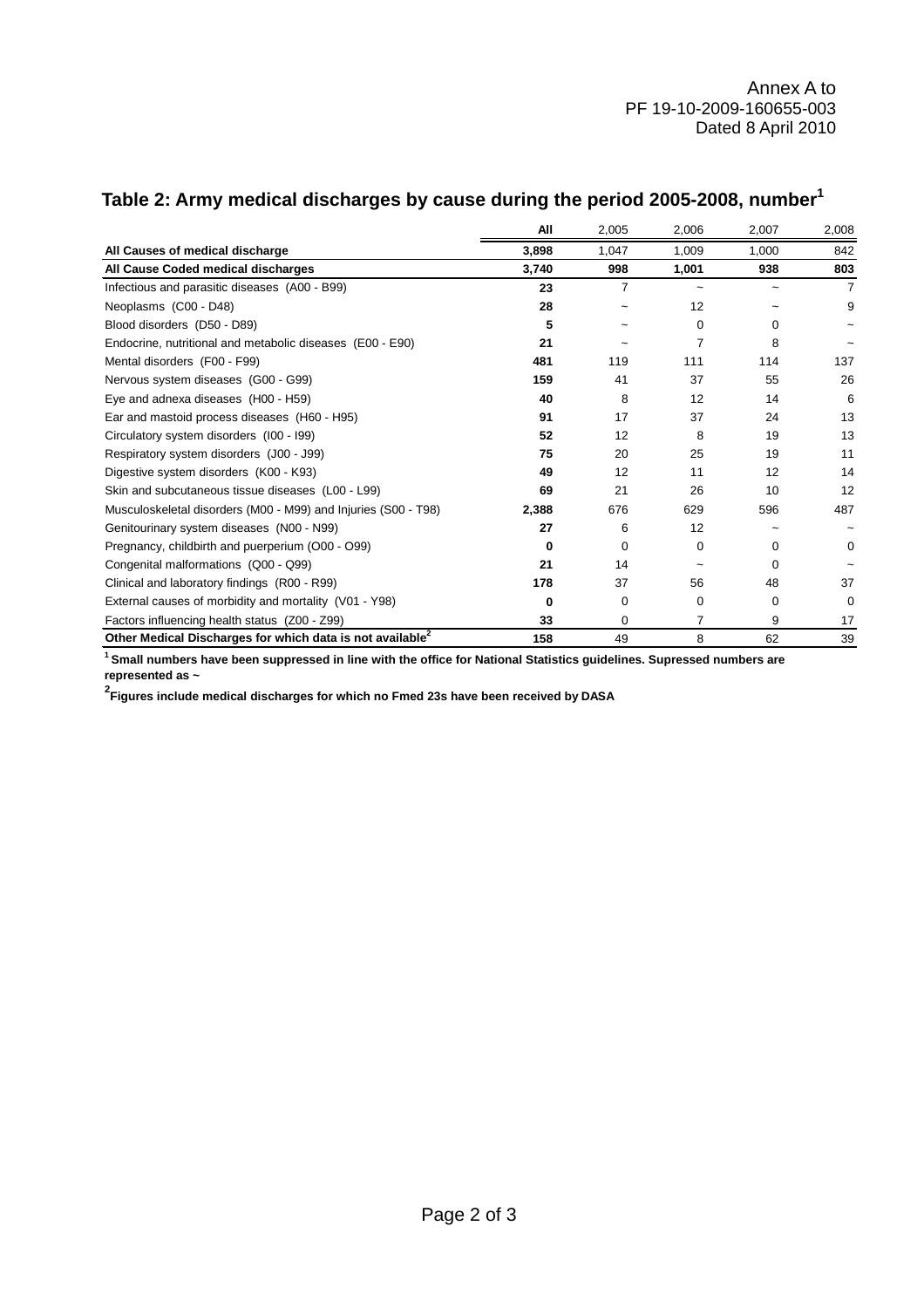Annex A to
PF 19-10-2009-160655-003
Dated 8 April 2010

## Table 2: Army medical discharges by cause during the period 2005-2008, number[1]

| | All | 2,005 | 2,006 | 2,007 | 2,008 |
|---|---|---|---|---|---|
| **All Causes of medical discharge** | **3,898** | 1,047 | 1,009 | 1,000 | 842 |
| **All Cause Coded medical discharges** | **3,740** | **998** | **1,001** | **938** | **803** |
| Infectious and parasitic diseases (A00 - B99) | **23** | 7 | ~ | ~ | 7 |
| Neoplasms (C00 - D48) | **28** | ~ | 12 | ~ | 9 |
| Blood disorders (D50 - D89) | **5** | ~ | 0 | 0 | ~ |
| Endocrine, nutritional and metabolic diseases (E00 - E90) | **21** | ~ | 7 | 8 | ~ |
| Mental disorders (F00 - F99) | **481** | 119 | 111 | 114 | 137 |
| Nervous system diseases (G00 - G99) | **159** | 41 | 37 | 55 | 26 |
| Eye and adnexa diseases (H00 - H59) | **40** | 8 | 12 | 14 | 6 |
| Ear and mastoid process diseases (H60 - H95) | **91** | 17 | 37 | 24 | 13 |
| Circulatory system disorders (I00 - I99) | **52** | 12 | 8 | 19 | 13 |
| Respiratory system disorders (J00 - J99) | **75** | 20 | 25 | 19 | 11 |
| Digestive system disorders (K00 - K93) | **49** | 12 | 11 | 12 | 14 |
| Skin and subcutaneous tissue diseases (L00 - L99) | **69** | 21 | 26 | 10 | 12 |
| Musculoskeletal disorders (M00 - M99) and Injuries (S00 - T98) | **2,388** | 676 | 629 | 596 | 487 |
| Genitourinary system diseases (N00 - N99) | **27** | 6 | 12 | ~ | ~ |
| Pregnancy, childbirth and puerperium (O00 - O99) | **0** | 0 | 0 | 0 | 0 |
| Congenital malformations (Q00 - Q99) | **21** | 14 | ~ | 0 | ~ |
| Clinical and laboratory findings (R00 - R99) | **178** | 37 | 56 | 48 | 37 |
| External causes of morbidity and mortality (V01 - Y98) | **0** | 0 | 0 | 0 | 0 |
| Factors influencing health status (Z00 - Z99) | **33** | 0 | 7 | 9 | 17 |
| **Other Medical Discharges for which data is not available[2]** | **158** | 49 | 8 | 62 | 39 |

**[1] Small numbers have been suppressed in line with the office for National Statistics guidelines. Supressed numbers are represented as ~**

**[2] Figures include medical discharges for which no Fmed 23s have been received by DASA**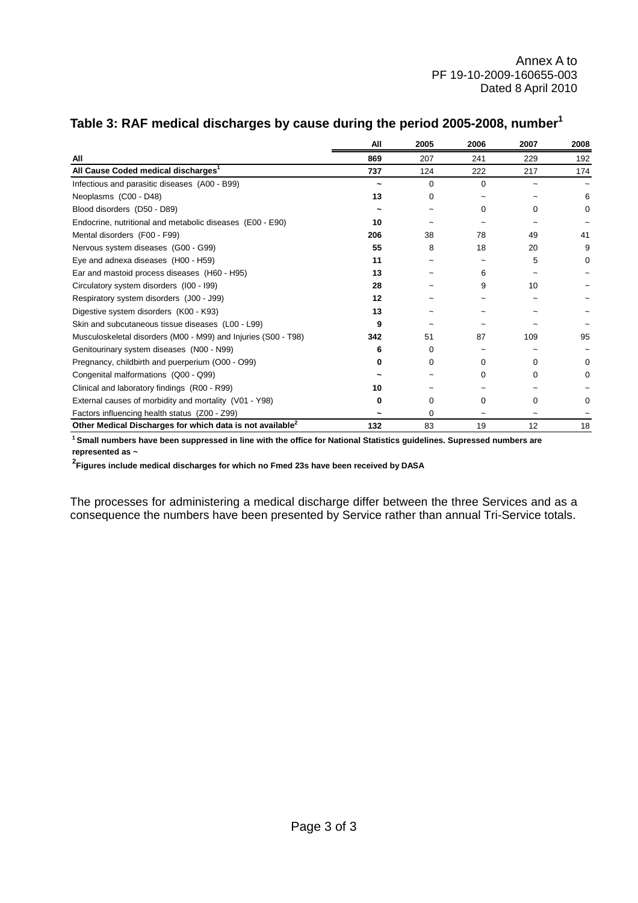Annex A to
PF 19-10-2009-160655-003
Dated 8 April 2010

## Table 3: RAF medical discharges by cause during the period 2005-2008, number[1]

| | All | 2005 | 2006 | 2007 | 2008 |
|---|---|---|---|---|---|
| **All** | **869** | 207 | 241 | 229 | 192 |
| **All Cause Coded medical discharges[1]** | **737** | 124 | 222 | 217 | 174 |
| Infectious and parasitic diseases (A00 - B99) | **~** | 0 | 0 | ~ | ~ |
| Neoplasms (C00 - D48) | **13** | 0 | ~ | ~ | 6 |
| Blood disorders (D50 - D89) | **~** | ~ | 0 | 0 | 0 |
| Endocrine, nutritional and metabolic diseases (E00 - E90) | **10** | ~ | ~ | ~ | ~ |
| Mental disorders (F00 - F99) | **206** | 38 | 78 | 49 | 41 |
| Nervous system diseases (G00 - G99) | **55** | 8 | 18 | 20 | 9 |
| Eye and adnexa diseases (H00 - H59) | **11** | ~ | ~ | 5 | 0 |
| Ear and mastoid process diseases (H60 - H95) | **13** | ~ | 6 | ~ | ~ |
| Circulatory system disorders (I00 - I99) | **28** | ~ | 9 | 10 | ~ |
| Respiratory system disorders (J00 - J99) | **12** | ~ | ~ | ~ | ~ |
| Digestive system disorders (K00 - K93) | **13** | ~ | ~ | ~ | ~ |
| Skin and subcutaneous tissue diseases (L00 - L99) | **9** | ~ | ~ | ~ | ~ |
| Musculoskeletal disorders (M00 - M99) and Injuries (S00 - T98) | **342** | 51 | 87 | 109 | 95 |
| Genitourinary system diseases (N00 - N99) | **6** | 0 | ~ | ~ | ~ |
| Pregnancy, childbirth and puerperium (O00 - O99) | **0** | 0 | 0 | 0 | 0 |
| Congenital malformations (Q00 - Q99) | **~** | ~ | 0 | 0 | 0 |
| Clinical and laboratory findings (R00 - R99) | **10** | ~ | ~ | ~ | ~ |
| External causes of morbidity and mortality (V01 - Y98) | **0** | 0 | 0 | 0 | 0 |
| Factors influencing health status (Z00 - Z99) | **~** | 0 | ~ | ~ | ~ |
| **Other Medical Discharges for which data is not available[2]** | **132** | 83 | 19 | 12 | 18 |

**[1] Small numbers have been suppressed in line with the office for National Statistics guidelines. Supressed numbers are represented as ~**

**[2]Figures include medical discharges for which no Fmed 23s have been received by DASA**

The processes for administering a medical discharge differ between the three Services and as a consequence the numbers have been presented by Service rather than annual Tri-Service totals.